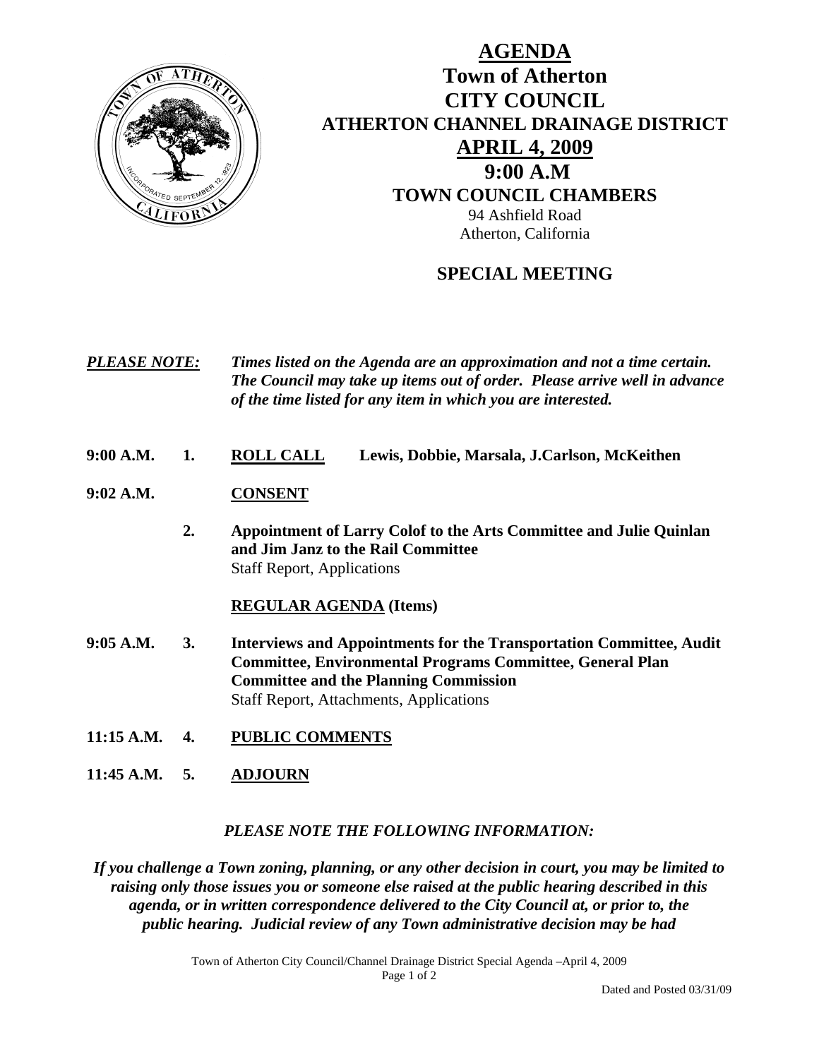# AGENDA

## Town of Atherton
## CITY COUNCIL
## ATHERTON CHANNEL DRAINAGE DISTRICT
## APRIL 4, 2009
## 9:00 A.M
## TOWN COUNCIL CHAMBERS

94 Ashfield Road
Atherton, California

## SPECIAL MEETING

***PLEASE NOTE:*** ***Times listed on the Agenda are an approximation and not a time certain. The Council may take up items out of order. Please arrive well in advance of the time listed for any item in which you are interested.***

**9:00 A.M. 1. ROLL CALL** **Lewis, Dobbie, Marsala, J.Carlson, McKeithen**

**9:02 A.M. CONSENT**

**2. Appointment of Larry Colof to the Arts Committee and Julie Quinlan and Jim Janz to the Rail Committee**
Staff Report, Applications

**REGULAR AGENDA (Items)**

**9:05 A.M. 3. Interviews and Appointments for the Transportation Committee, Audit Committee, Environmental Programs Committee, General Plan Committee and the Planning Commission**
Staff Report, Attachments, Applications

**11:15 A.M. 4. PUBLIC COMMENTS**

**11:45 A.M. 5. ADJOURN**

***PLEASE NOTE THE FOLLOWING INFORMATION:***

***If you challenge a Town zoning, planning, or any other decision in court, you may be limited to raising only those issues you or someone else raised at the public hearing described in this agenda, or in written correspondence delivered to the City Council at, or prior to, the public hearing. Judicial review of any Town administrative decision may be had***

Dated and Posted 03/31/09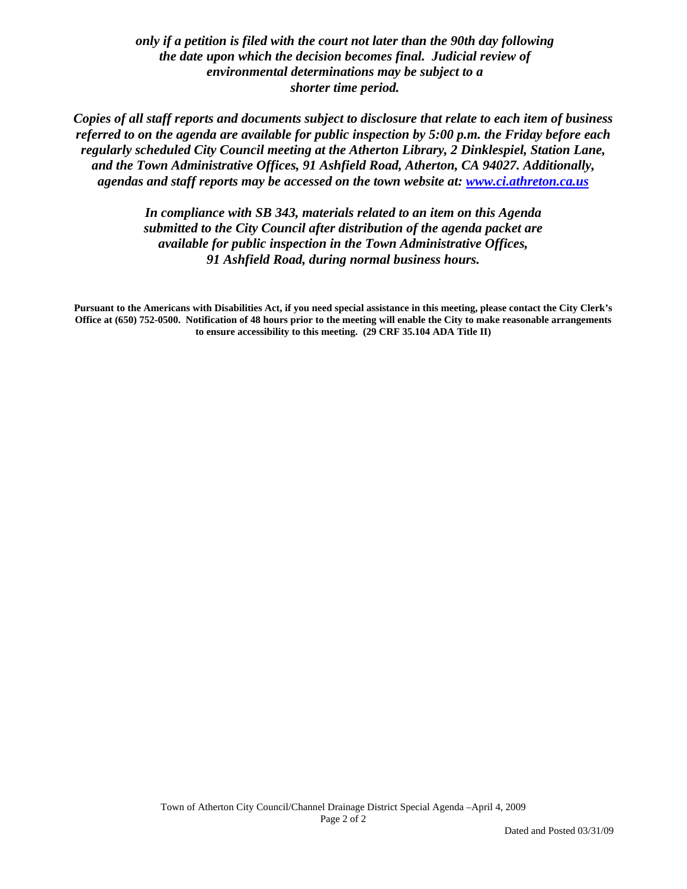***only if a petition is filed with the court not later than the 90th day following the date upon which the decision becomes final. Judicial review of environmental determinations may be subject to a shorter time period.***

***Copies of all staff reports and documents subject to disclosure that relate to each item of business referred to on the agenda are available for public inspection by 5:00 p.m. the Friday before each regularly scheduled City Council meeting at the Atherton Library, 2 Dinklespiel, Station Lane, and the Town Administrative Offices, 91 Ashfield Road, Atherton, CA 94027. Additionally, agendas and staff reports may be accessed on the town website at: [www.ci.athreton.ca.us](www.ci.athreton.ca.us)***

***In compliance with SB 343, materials related to an item on this Agenda submitted to the City Council after distribution of the agenda packet are available for public inspection in the Town Administrative Offices, 91 Ashfield Road, during normal business hours.***

**Pursuant to the Americans with Disabilities Act, if you need special assistance in this meeting, please contact the City Clerk's Office at (650) 752-0500. Notification of 48 hours prior to the meeting will enable the City to make reasonable arrangements to ensure accessibility to this meeting. (29 CRF 35.104 ADA Title II)**

Town of Atherton City Council/Channel Drainage District Special Agenda –April 4, 2009

Dated and Posted 03/31/09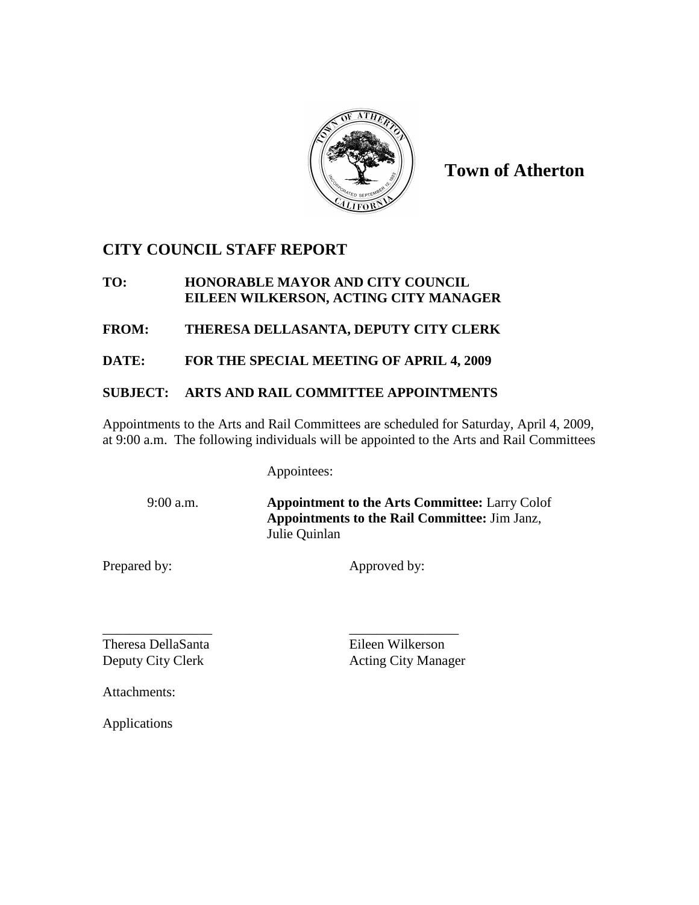**Town of Atherton**

## CITY COUNCIL STAFF REPORT

**TO:** **HONORABLE MAYOR AND CITY COUNCIL**
**EILEEN WILKERSON, ACTING CITY MANAGER**

**FROM:** **THERESA DELLASANTA, DEPUTY CITY CLERK**

**DATE:** **FOR THE SPECIAL MEETING OF APRIL 4, 2009**

**SUBJECT:** **ARTS AND RAIL COMMITTEE APPOINTMENTS**

Appointments to the Arts and Rail Committees are scheduled for Saturday, April 4, 2009, at 9:00 a.m. The following individuals will be appointed to the Arts and Rail Committees

Appointees:

9:00 a.m. **Appointment to the Arts Committee:** Larry Colof
**Appointments to the Rail Committee:** Jim Janz, Julie Quinlan

Prepared by: Approved by:

_______________ _______________

Theresa DellaSanta
Deputy City Clerk

Eileen Wilkerson
Acting City Manager

Attachments:

Applications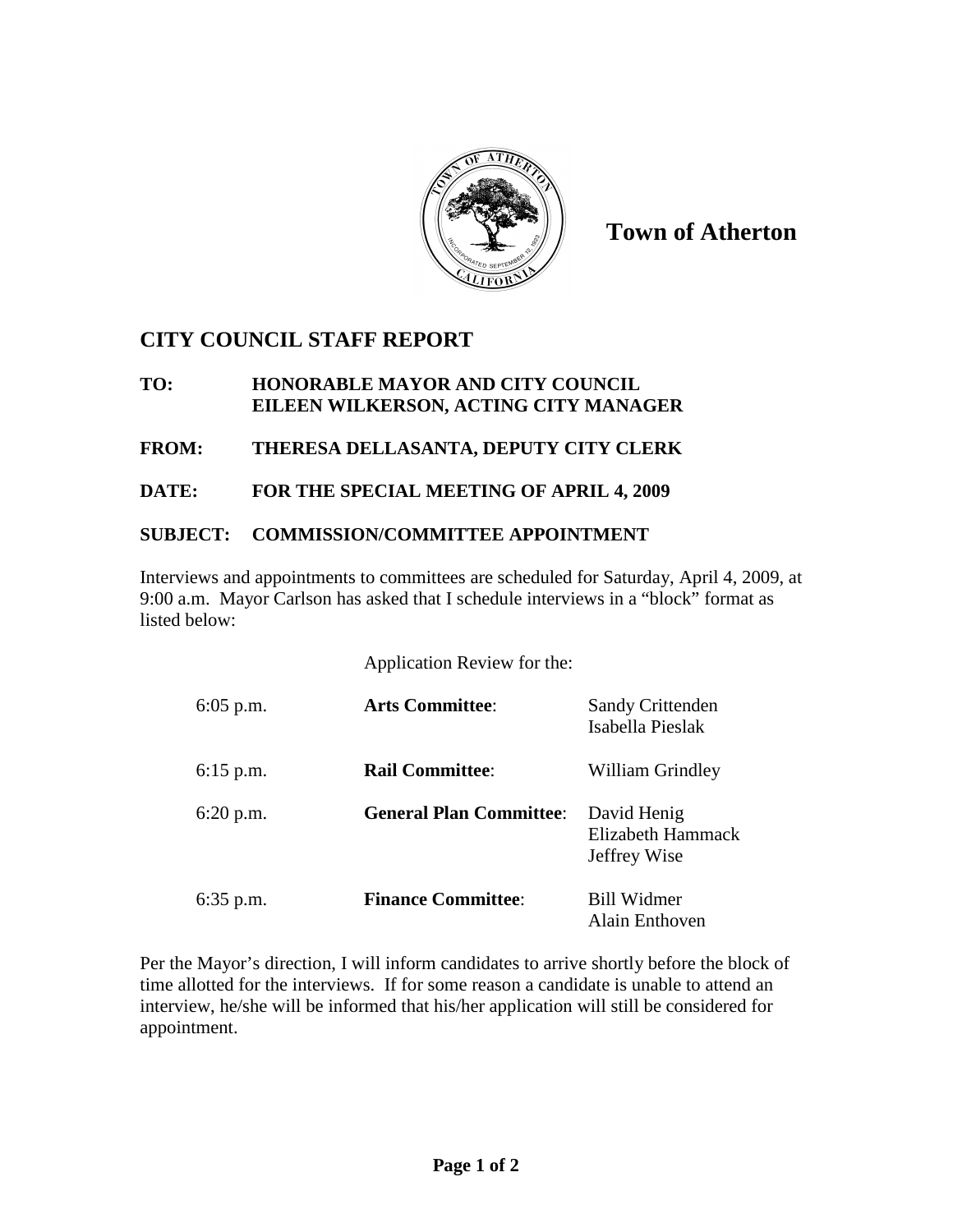**Town of Atherton**

## CITY COUNCIL STAFF REPORT

**TO:** **HONORABLE MAYOR AND CITY COUNCIL**
**EILEEN WILKERSON, ACTING CITY MANAGER**

**FROM:** **THERESA DELLASANTA, DEPUTY CITY CLERK**

**DATE:** **FOR THE SPECIAL MEETING OF APRIL 4, 2009**

**SUBJECT:** **COMMISSION/COMMITTEE APPOINTMENT**

Interviews and appointments to committees are scheduled for Saturday, April 4, 2009, at 9:00 a.m. Mayor Carlson has asked that I schedule interviews in a "block" format as listed below:

Application Review for the:

| | | |
|---|---|---|
| 6:05 p.m. | **Arts Committee**: | Sandy Crittenden<br>Isabella Pieslak |
| 6:15 p.m. | **Rail Committee**: | William Grindley |
| 6:20 p.m. | **General Plan Committee**: | David Henig<br>Elizabeth Hammack<br>Jeffrey Wise |
| 6:35 p.m. | **Finance Committee**: | Bill Widmer<br>Alain Enthoven |

Per the Mayor's direction, I will inform candidates to arrive shortly before the block of time allotted for the interviews. If for some reason a candidate is unable to attend an interview, he/she will be informed that his/her application will still be considered for appointment.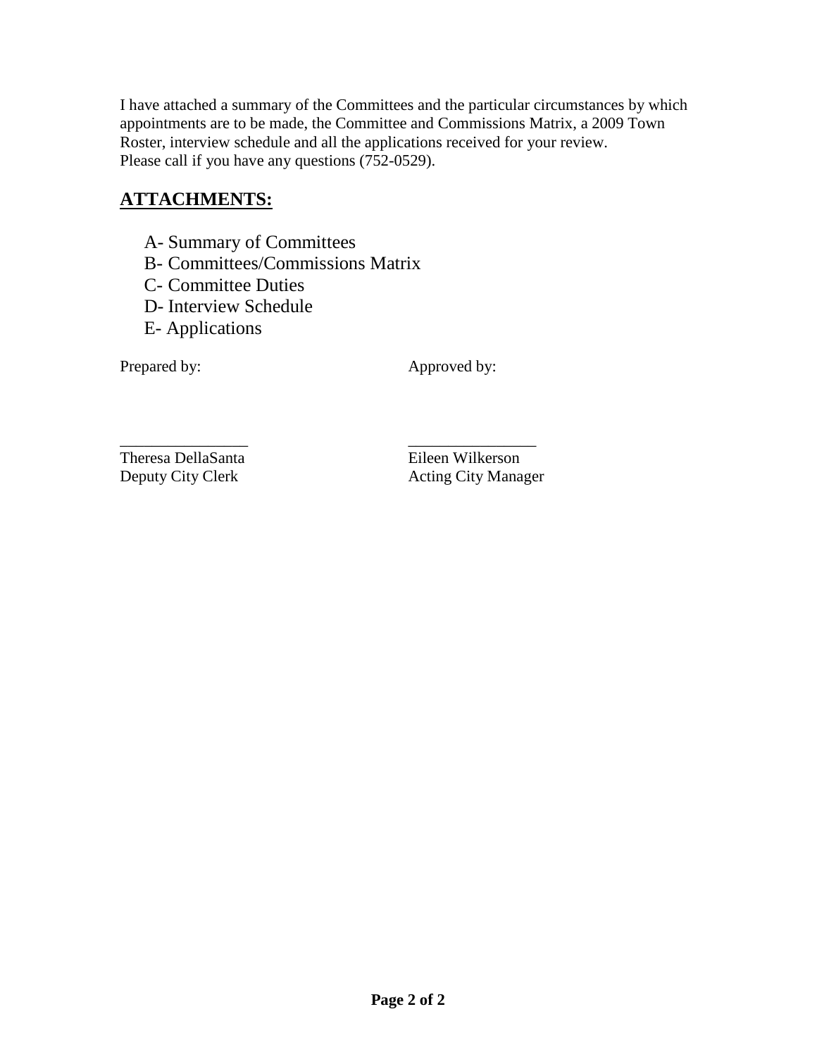I have attached a summary of the Committees and the particular circumstances by which appointments are to be made, the Committee and Commissions Matrix, a 2009 Town Roster, interview schedule and all the applications received for your review.
Please call if you have any questions (752-0529).

## **ATTACHMENTS:**

A- Summary of Committees
B- Committees/Commissions Matrix
C- Committee Duties
D- Interview Schedule
E- Applications

| Prepared by: | Approved by: |
|---|---|
| ________________ | ________________ |
| Theresa DellaSanta | Eileen Wilkerson |
| Deputy City Clerk | Acting City Manager |